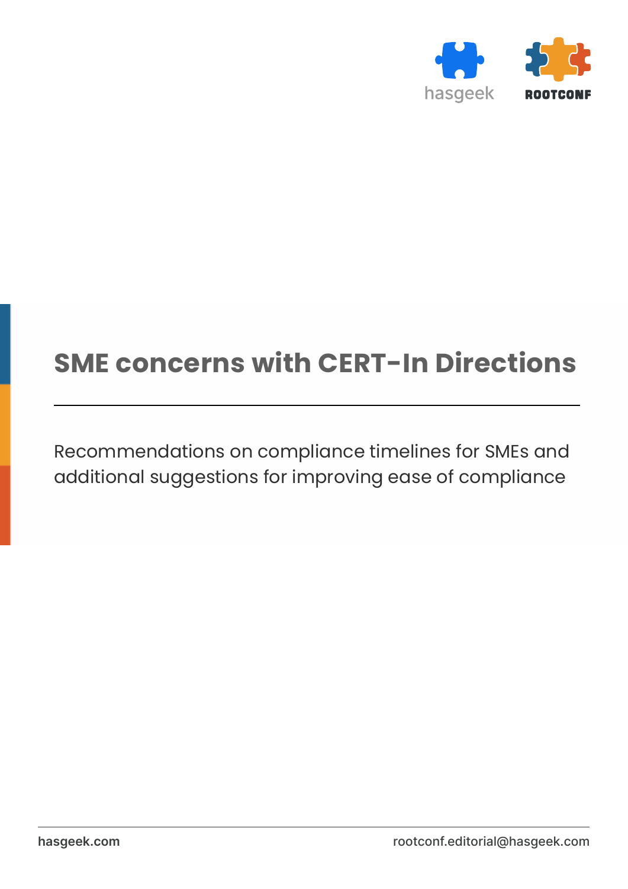hasgeek ROOTCONF

# SME concerns with CERT-In Directions

Recommendations on compliance timelines for SMEs and additional suggestions for improving ease of compliance

hasgeek.com rootconf.editorial@hasgeek.com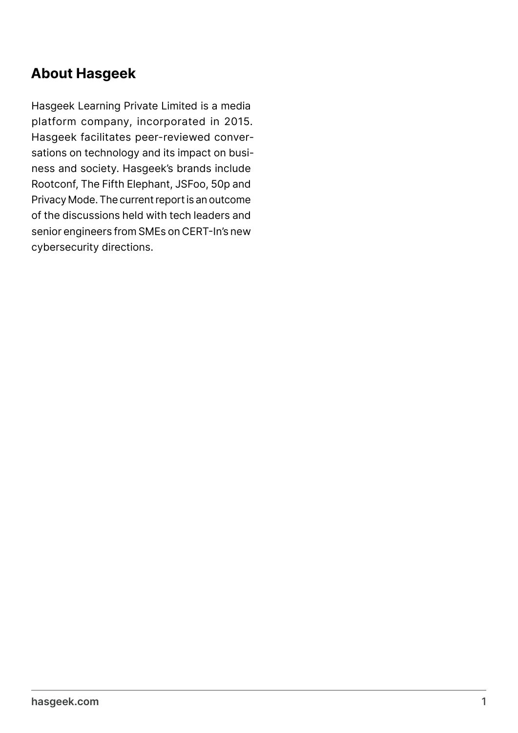## About Hasgeek

Hasgeek Learning Private Limited is a media platform company, incorporated in 2015. Hasgeek facilitates peer-reviewed conversations on technology and its impact on business and society. Hasgeek's brands include Rootconf, The Fifth Elephant, JSFoo, 50p and Privacy Mode. The current report is an outcome of the discussions held with tech leaders and senior engineers from SMEs on CERT-In's new cybersecurity directions.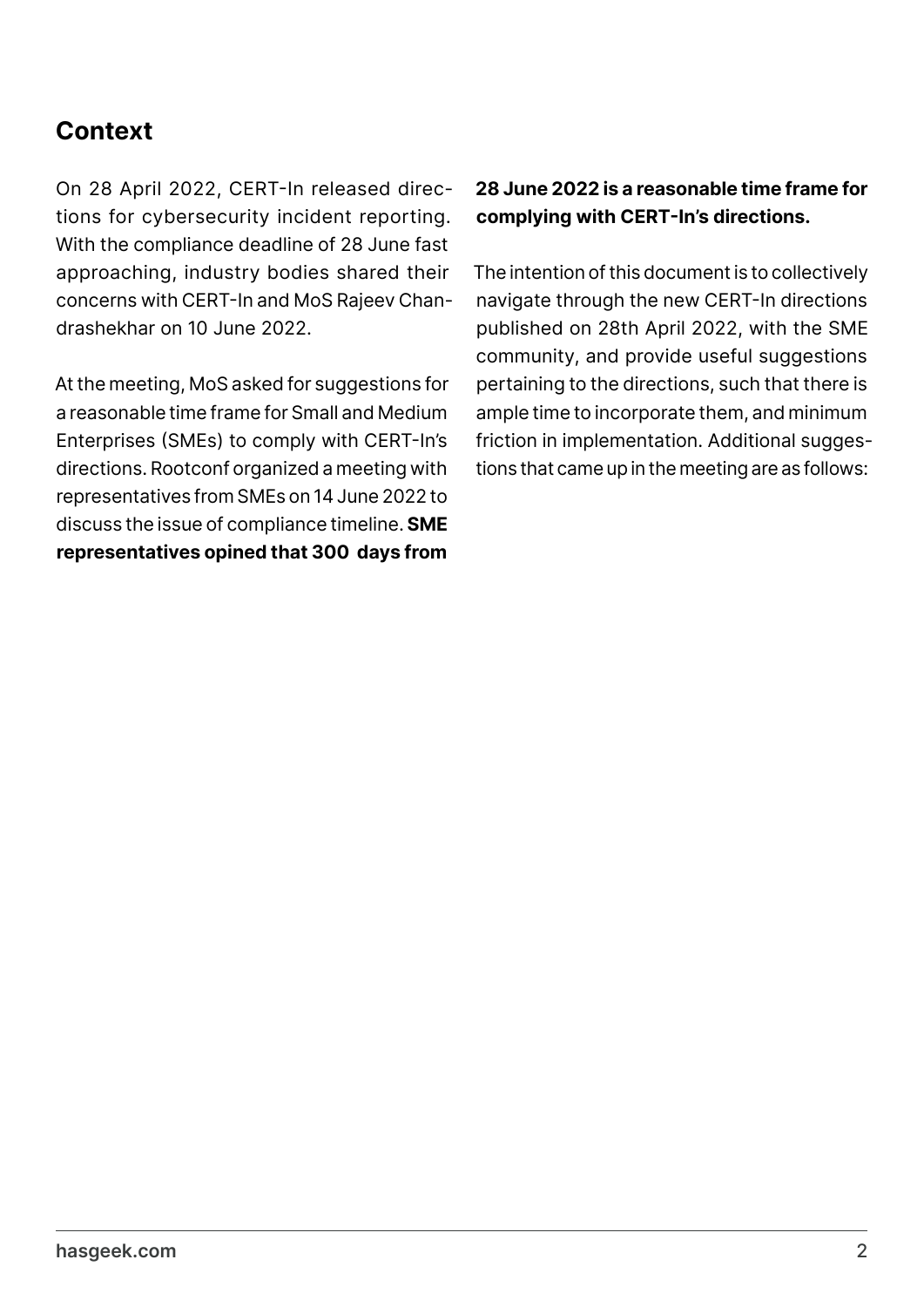## Context

On 28 April 2022, CERT-In released directions for cybersecurity incident reporting. With the compliance deadline of 28 June fast approaching, industry bodies shared their concerns with CERT-In and MoS Rajeev Chandrashekhar on 10 June 2022.

At the meeting, MoS asked for suggestions for a reasonable time frame for Small and Medium Enterprises (SMEs) to comply with CERT-In's directions. Rootconf organized a meeting with representatives from SMEs on 14 June 2022 to discuss the issue of compliance timeline. **SME representatives opined that 300 days from 28 June 2022 is a reasonable time frame for complying with CERT-In's directions.**

The intention of this document is to collectively navigate through the new CERT-In directions published on 28th April 2022, with the SME community, and provide useful suggestions pertaining to the directions, such that there is ample time to incorporate them, and minimum friction in implementation. Additional suggestions that came up in the meeting are as follows: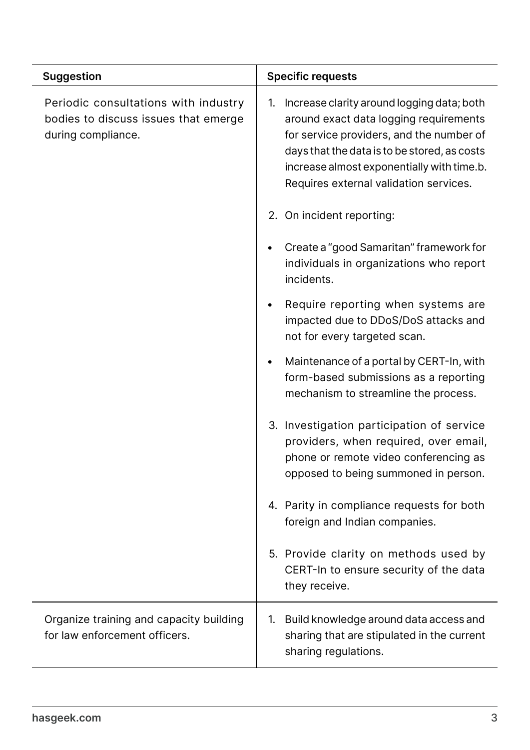| Suggestion | Specific requests |
| --- | --- |
| Periodic consultations with industry bodies to discuss issues that emerge during compliance. | 1. Increase clarity around logging data; both around exact data logging requirements for service providers, and the number of days that the data is to be stored, as costs increase almost exponentially with time.b. Requires external validation services.<br><br>2. On incident reporting:<br><br>• Create a "good Samaritan" framework for individuals in organizations who report incidents.<br><br>• Require reporting when systems are impacted due to DDoS/DoS attacks and not for every targeted scan.<br><br>• Maintenance of a portal by CERT-In, with form-based submissions as a reporting mechanism to streamline the process.<br><br>3. Investigation participation of service providers, when required, over email, phone or remote video conferencing as opposed to being summoned in person.<br><br>4. Parity in compliance requests for both foreign and Indian companies.<br><br>5. Provide clarity on methods used by CERT-In to ensure security of the data they receive. |
| Organize training and capacity building for law enforcement officers. | 1. Build knowledge around data access and sharing that are stipulated in the current sharing regulations. |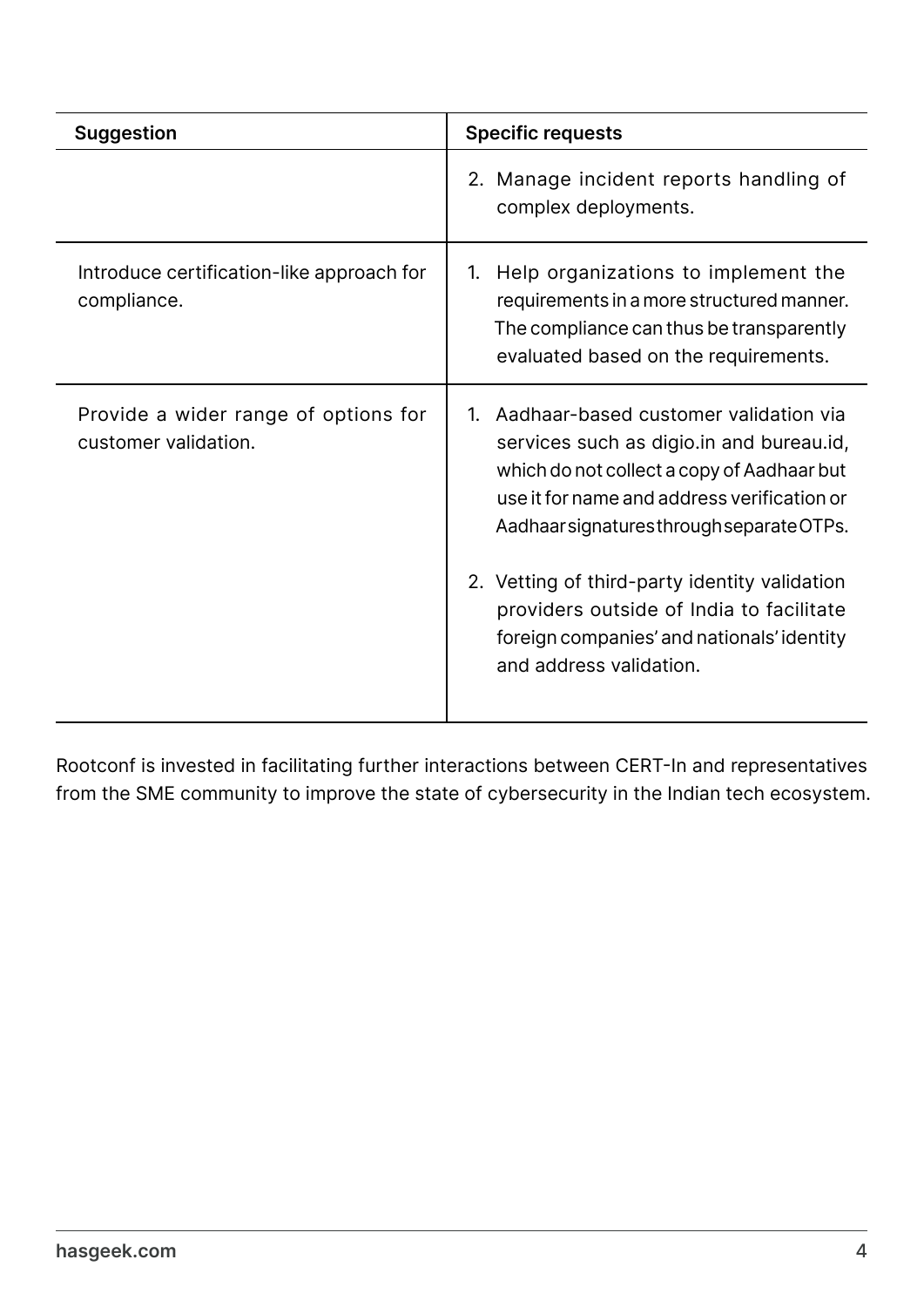| Suggestion | Specific requests |
| --- | --- |
| | 2. Manage incident reports handling of complex deployments. |
| Introduce certification-like approach for compliance. | 1. Help organizations to implement the requirements in a more structured manner. The compliance can thus be transparently evaluated based on the requirements. |
| Provide a wider range of options for customer validation. | 1. Aadhaar-based customer validation via services such as digio.in and bureau.id, which do not collect a copy of Aadhaar but use it for name and address verification or Aadhaar signatures through separate OTPs.<br><br>2. Vetting of third-party identity validation providers outside of India to facilitate foreign companies' and nationals' identity and address validation. |

Rootconf is invested in facilitating further interactions between CERT-In and representatives from the SME community to improve the state of cybersecurity in the Indian tech ecosystem.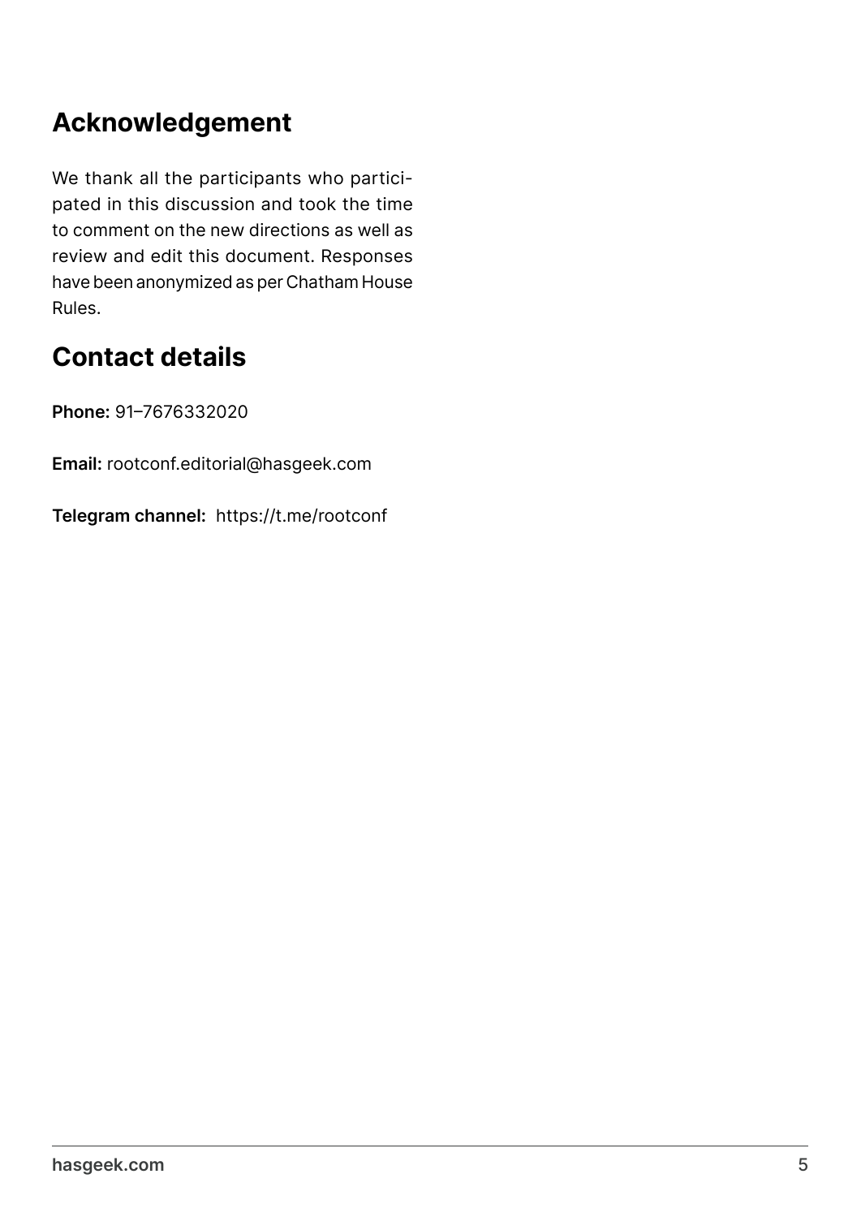## Acknowledgement

We thank all the participants who participated in this discussion and took the time to comment on the new directions as well as review and edit this document. Responses have been anonymized as per Chatham House Rules.

## Contact details

**Phone:** 91–7676332020

**Email:** rootconf.editorial@hasgeek.com

**Telegram channel:** https://t.me/rootconf